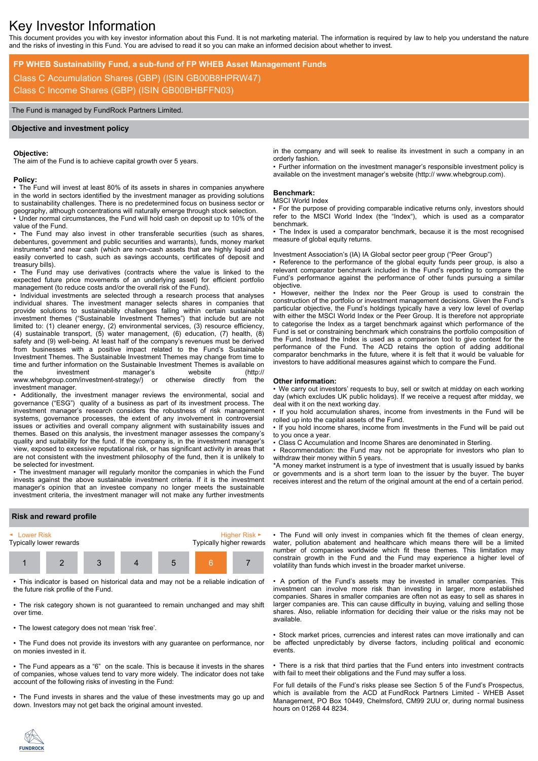# Key Investor Information

This document provides you with key investor information about this Fund. It is not marketing material. The information is required by law to help you understand the nature and the risks of investing in this Fund. You are advised to read it so you can make an informed decision about whether to invest.

**FP WHEB Sustainability Fund, a sub-fund of FP WHEB Asset Management Funds**

Class C Accumulation Shares (GBP) (ISIN GB00B8HPRW47)

Class C Income Shares (GBP) (ISIN GB00BHBFFN03)

The Fund is managed by FundRock Partners Limited.

## Objective and investment policy

**Objective:**

The aim of the Fund is to achieve capital growth over 5 years.

**Policy:**

- The Fund will invest at least 80% of its assets in shares in companies anywhere in the world in sectors identified by the investment manager as providing solutions to sustainability challenges. There is no predetermined focus on business sector or geography, although concentrations will naturally emerge through stock selection.
- Under normal circumstances, the Fund will hold cash on deposit up to 10% of the value of the Fund.
- The Fund may also invest in other transferable securities (such as shares, debentures, government and public securities and warrants), funds, money market instruments* and near cash (which are non-cash assets that are highly liquid and easily converted to cash, such as savings accounts, certificates of deposit and treasury bills).
- The Fund may use derivatives (contracts where the value is linked to the expected future price movements of an underlying asset) for efficient portfolio management (to reduce costs and/or the overall risk of the Fund).
- Individual investments are selected through a research process that analyses individual shares. The investment manager selects shares in companies that provide solutions to sustainability challenges falling within certain sustainable investment themes ("Sustainable Investment Themes") that include but are not limited to: (1) cleaner energy, (2) environmental services, (3) resource efficiency, (4) sustainable transport, (5) water management, (6) education, (7) health, (8) safety and (9) well-being. At least half of the company's revenues must be derived from businesses with a positive impact related to the Fund's Sustainable Investment Themes. The Sustainable Investment Themes may change from time to time and further information on the Sustainable Investment Themes is available on the investment manager's website (http:// www.whebgroup.com/investment-strategy/) or otherwise directly from the investment manager.
- Additionally, the investment manager reviews the environmental, social and governance ("ESG") quality of a business as part of its investment process. The investment manager's research considers the robustness of risk management systems, governance processes, the extent of any involvement in controversial issues or activities and overall company alignment with sustainability issues and themes. Based on this analysis, the investment manager assesses the company's quality and suitability for the fund. If the company is, in the investment manager's view, exposed to excessive reputational risk, or has significant activity in areas that are not consistent with the investment philosophy of the fund, then it is unlikely to be selected for investment.
- The investment manager will regularly monitor the companies in which the Fund invests against the above sustainable investment criteria. If it is the investment manager's opinion that an investee company no longer meets the sustainable investment criteria, the investment manager will not make any further investments in the company and will seek to realise its investment in such a company in an orderly fashion.
- Further information on the investment manager's responsible investment policy is available on the investment manager's website (http:// www.whebgroup.com).

**Benchmark:**

MSCI World Index

- For the purpose of providing comparable indicative returns only, investors should refer to the MSCI World Index (the "Index"), which is used as a comparator benchmark.
- The Index is used as a comparator benchmark, because it is the most recognised measure of global equity returns.

Investment Association's (IA) IA Global sector peer group ("Peer Group")

- Reference to the performance of the global equity funds peer group, is also a relevant comparator benchmark included in the Fund's reporting to compare the Fund's performance against the performance of other funds pursuing a similar objective.
- However, neither the Index nor the Peer Group is used to constrain the construction of the portfolio or investment management decisions. Given the Fund's particular objective, the Fund's holdings typically have a very low level of overlap with either the MSCI World Index or the Peer Group. It is therefore not appropriate to categorise the Index as a target benchmark against which performance of the Fund is set or constraining benchmark which constrains the portfolio composition of the Fund. Instead the Index is used as a comparison tool to give context for the performance of the Fund. The ACD retains the option of adding additional comparator benchmarks in the future, where it is felt that it would be valuable for investors to have additional measures against which to compare the Fund.

**Other information:**

- We carry out investors' requests to buy, sell or switch at midday on each working day (which excludes UK public holidays). If we receive a request after midday, we deal with it on the next working day.
- If you hold accumulation shares, income from investments in the Fund will be rolled up into the capital assets of the Fund.
- If you hold income shares, income from investments in the Fund will be paid out to you once a year.
- Class C Accumulation and Income Shares are denominated in Sterling.
- Recommendation: the Fund may not be appropriate for investors who plan to withdraw their money within 5 years.

*A money market instrument is a type of investment that is usually issued by banks or governments and is a short term loan to the issuer by the buyer. The buyer receives interest and the return of the original amount at the end of a certain period.

## Risk and reward profile

◄ Lower Risk — Higher Risk ►

Typically lower rewards — Typically higher rewards

| 1 | 2 | 3 | 4 | 5 | **6** | 7 |
|---|---|---|---|---|---|---|

- This indicator is based on historical data and may not be a reliable indication of the future risk profile of the Fund.
- The risk category shown is not guaranteed to remain unchanged and may shift over time.
- The lowest category does not mean 'risk free'.
- The Fund does not provide its investors with any guarantee on performance, nor on monies invested in it.
- The Fund appears as a "6" on the scale. This is because it invests in the shares of companies, whose values tend to vary more widely. The indicator does not take account of the following risks of investing in the Fund:
- The Fund invests in shares and the value of these investments may go up and down. Investors may not get back the original amount invested.
- The Fund will only invest in companies which fit the themes of clean energy, water, pollution abatement and healthcare which means there will be a limited number of companies worldwide which fit these themes. This limitation may constrain growth in the Fund and the Fund may experience a higher level of volatility than funds which invest in the broader market universe.
- A portion of the Fund's assets may be invested in smaller companies. This investment can involve more risk than investing in larger, more established companies. Shares in smaller companies are often not as easy to sell as shares in larger companies are. This can cause difficulty in buying, valuing and selling those shares. Also, reliable information for deciding their value or the risks may not be available.
- Stock market prices, currencies and interest rates can move irrationally and can be affected unpredictably by diverse factors, including political and economic events.
- There is a risk that third parties that the Fund enters into investment contracts with fail to meet their obligations and the Fund may suffer a loss.

For full details of the Fund's risks please see Section 5 of the Fund's Prospectus, which is available from the ACD at FundRock Partners Limited - WHEB Asset Management, PO Box 10449, Chelmsford, CM99 2UU or, during normal business hours on 01268 44 8234.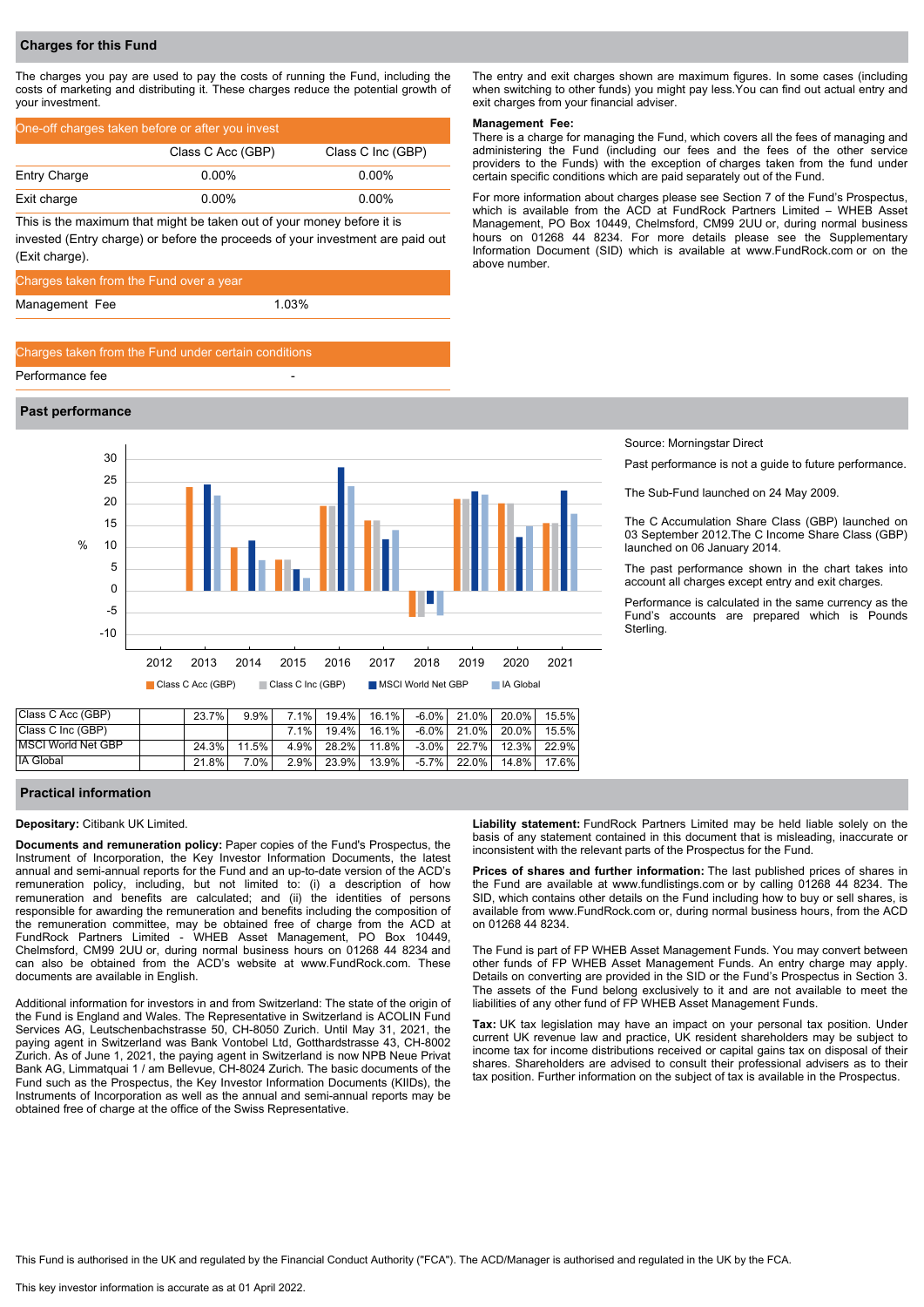## Charges for this Fund

The charges you pay are used to pay the costs of running the Fund, including the costs of marketing and distributing it. These charges reduce the potential growth of your investment.

| One-off charges taken before or after you invest | | |
|---|---|---|
| | Class C Acc (GBP) | Class C Inc (GBP) |
| Entry Charge | 0.00% | 0.00% |
| Exit charge | 0.00% | 0.00% |

This is the maximum that might be taken out of your money before it is invested (Entry charge) or before the proceeds of your investment are paid out (Exit charge).

| Charges taken from the Fund over a year | |
|---|---|
| Management Fee | 1.03% |

| Charges taken from the Fund under certain conditions | |
|---|---|
| Performance fee | - |

The entry and exit charges shown are maximum figures. In some cases (including when switching to other funds) you might pay less.You can find out actual entry and exit charges from your financial adviser.

**Management Fee:**
There is a charge for managing the Fund, which covers all the fees of managing and administering the Fund (including our fees and the fees of the other service providers to the Funds) with the exception of charges taken from the fund under certain specific conditions which are paid separately out of the Fund.

For more information about charges please see Section 7 of the Fund's Prospectus, which is available from the ACD at FundRock Partners Limited – WHEB Asset Management, PO Box 10449, Chelmsford, CM99 2UU or, during normal business hours on 01268 44 8234. For more details please see the Supplementary Information Document (SID) which is available at www.FundRock.com or on the above number.

## Past performance

30
25
20
15
% 10
5
0
-5
-10

2012 2013 2014 2015 2016 2017 2018 2019 2020 2021

Class C Acc (GBP) Class C Inc (GBP) MSCI World Net GBP IA Global

| | 2012 | 2013 | 2014 | 2015 | 2016 | 2017 | 2018 | 2019 | 2020 | 2021 |
|---|---|---|---|---|---|---|---|---|---|---|
| Class C Acc (GBP) | | 23.7% | 9.9% | 7.1% | 19.4% | 16.1% | -6.0% | 21.0% | 20.0% | 15.5% |
| Class C Inc (GBP) | | | | 7.1% | 19.4% | 16.1% | -6.0% | 21.0% | 20.0% | 15.5% |
| MSCI World Net GBP | | 24.3% | 11.5% | 4.9% | 28.2% | 11.8% | -3.0% | 22.7% | 12.3% | 22.9% |
| IA Global | | 21.8% | 7.0% | 2.9% | 23.9% | 13.9% | -5.7% | 22.0% | 14.8% | 17.6% |

Source: Morningstar Direct

Past performance is not a guide to future performance.

The Sub-Fund launched on 24 May 2009.

The C Accumulation Share Class (GBP) launched on 03 September 2012.The C Income Share Class (GBP) launched on 06 January 2014.

The past performance shown in the chart takes into account all charges except entry and exit charges.

Performance is calculated in the same currency as the Fund's accounts are prepared which is Pounds Sterling.

## Practical information

**Depositary:** Citibank UK Limited.

**Documents and remuneration policy:** Paper copies of the Fund's Prospectus, the Instrument of Incorporation, the Key Investor Information Documents, the latest annual and semi-annual reports for the Fund and an up-to-date version of the ACD's remuneration policy, including, but not limited to: (i) a description of how remuneration and benefits are calculated; and (ii) the identities of persons responsible for awarding the remuneration and benefits including the composition of the remuneration committee, may be obtained free of charge from the ACD at FundRock Partners Limited - WHEB Asset Management, PO Box 10449, Chelmsford, CM99 2UU or, during normal business hours on 01268 44 8234 and can also be obtained from the ACD's website at www.FundRock.com. These documents are available in English.

Additional information for investors in and from Switzerland: The state of the origin of the Fund is England and Wales. The Representative in Switzerland is ACOLIN Fund Services AG, Leutschenbachstrasse 50, CH-8050 Zurich. Until May 31, 2021, the paying agent in Switzerland was Bank Vontobel Ltd, Gotthardstrasse 43, CH-8002 Zurich. As of June 1, 2021, the paying agent in Switzerland is now NPB Neue Privat Bank AG, Limmatquai 1 / am Bellevue, CH-8024 Zurich. The basic documents of the Fund such as the Prospectus, the Key Investor Information Documents (KIIDs), the Instruments of Incorporation as well as the annual and semi-annual reports may be obtained free of charge at the office of the Swiss Representative.

**Liability statement:** FundRock Partners Limited may be held liable solely on the basis of any statement contained in this document that is misleading, inaccurate or inconsistent with the relevant parts of the Prospectus for the Fund.

**Prices of shares and further information:** The last published prices of shares in the Fund are available at www.fundlistings.com or by calling 01268 44 8234. The SID, which contains other details on the Fund including how to buy or sell shares, is available from www.FundRock.com or, during normal business hours, from the ACD on 01268 44 8234.

The Fund is part of FP WHEB Asset Management Funds. You may convert between other funds of FP WHEB Asset Management Funds. An entry charge may apply. Details on converting are provided in the SID or the Fund's Prospectus in Section 3. The assets of the Fund belong exclusively to it and are not available to meet the liabilities of any other fund of FP WHEB Asset Management Funds.

**Tax:** UK tax legislation may have an impact on your personal tax position. Under current UK revenue law and practice, UK resident shareholders may be subject to income tax for income distributions received or capital gains tax on disposal of their shares. Shareholders are advised to consult their professional advisers as to their tax position. Further information on the subject of tax is available in the Prospectus.

This Fund is authorised in the UK and regulated by the Financial Conduct Authority ("FCA"). The ACD/Manager is authorised and regulated in the UK by the FCA.

This key investor information is accurate as at 01 April 2022.